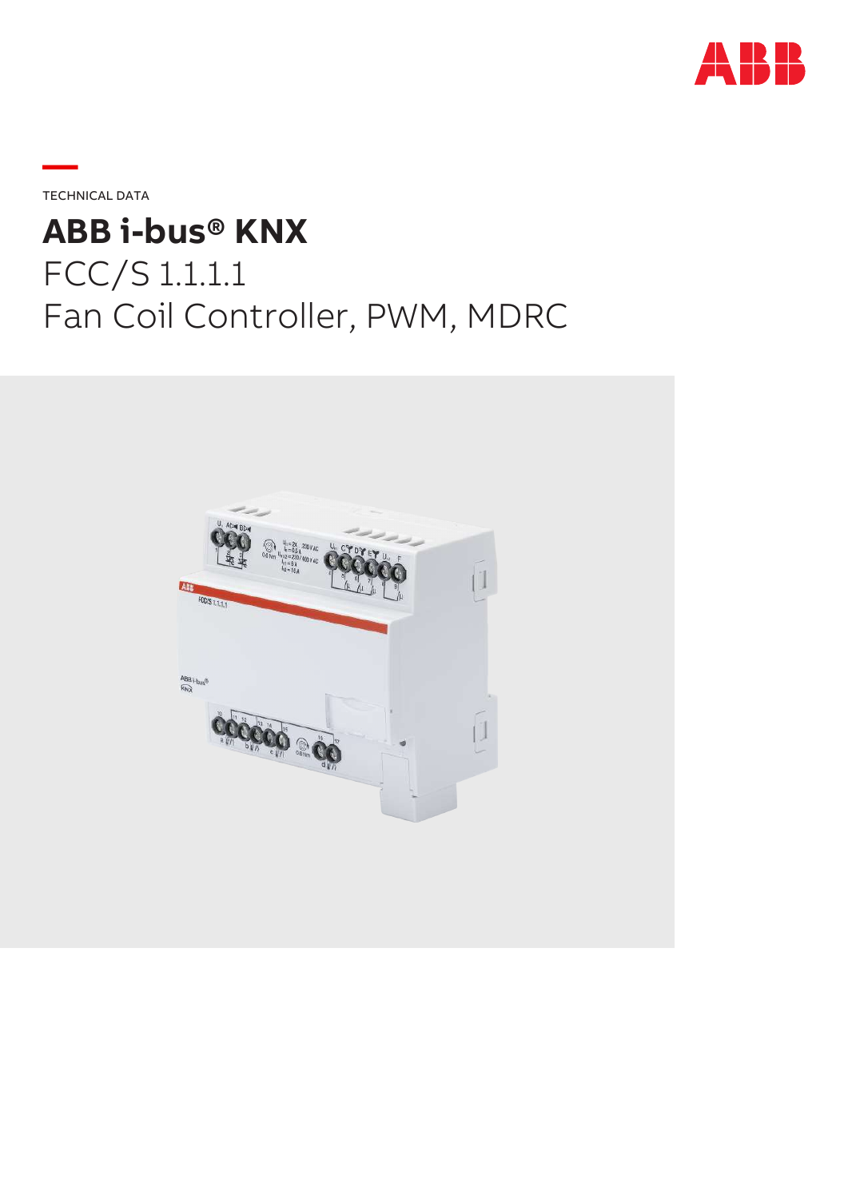TECHNICAL DATA

# ABB i-bus® KNX

## FCC/S 1.1.1.1
## Fan Coil Controller, PWM, MDRC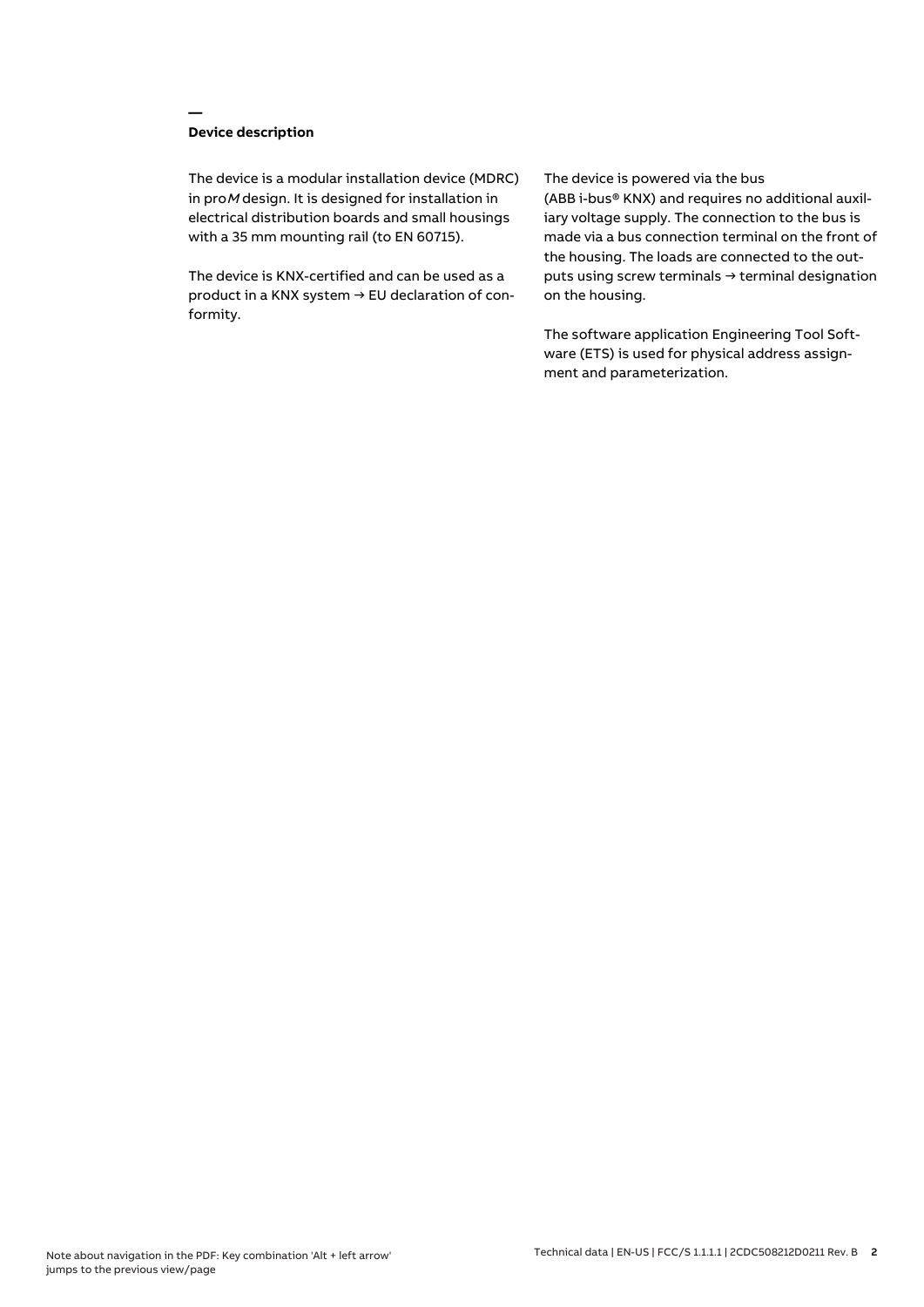## Device description

The device is a modular installation device (MDRC) in pro*M* design. It is designed for installation in electrical distribution boards and small housings with a 35 mm mounting rail (to EN 60715).

The device is KNX-certified and can be used as a product in a KNX system → EU declaration of conformity.

The device is powered via the bus (ABB i-bus® KNX) and requires no additional auxiliary voltage supply. The connection to the bus is made via a bus connection terminal on the front of the housing. The loads are connected to the outputs using screw terminals → terminal designation on the housing.

The software application Engineering Tool Software (ETS) is used for physical address assignment and parameterization.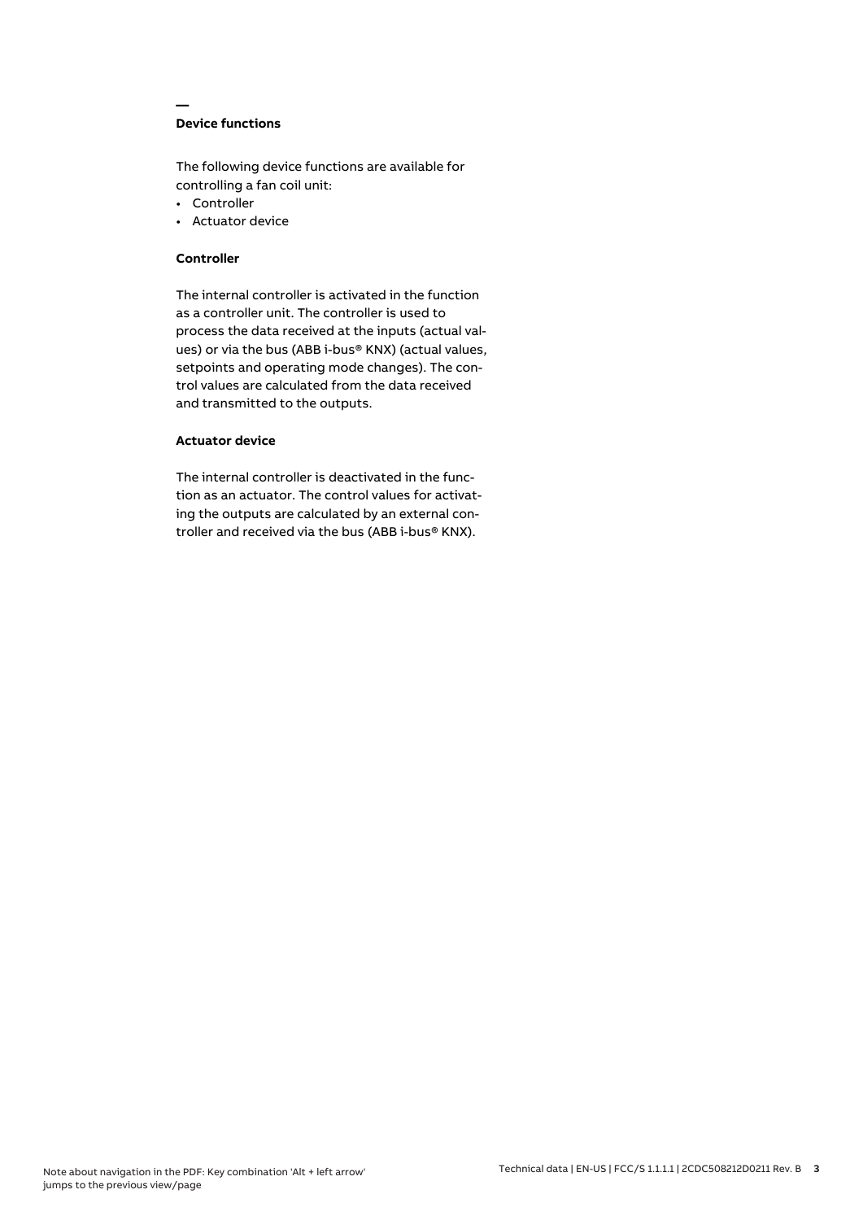## Device functions

The following device functions are available for controlling a fan coil unit:

- Controller
- Actuator device

### Controller

The internal controller is activated in the function as a controller unit. The controller is used to process the data received at the inputs (actual values) or via the bus (ABB i-bus® KNX) (actual values, setpoints and operating mode changes). The control values are calculated from the data received and transmitted to the outputs.

### Actuator device

The internal controller is deactivated in the function as an actuator. The control values for activating the outputs are calculated by an external controller and received via the bus (ABB i-bus® KNX).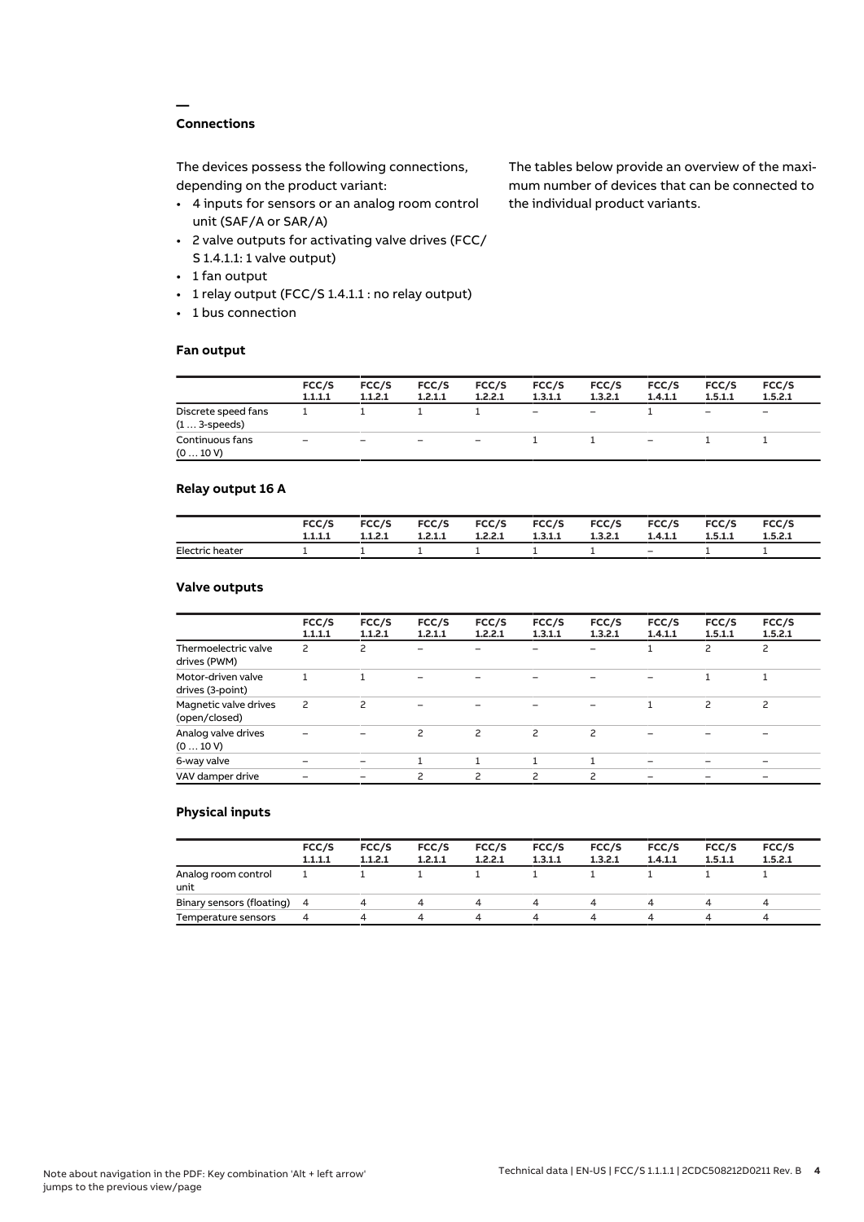## Connections

The devices possess the following connections, depending on the product variant:

- 4 inputs for sensors or an analog room control unit (SAF/A or SAR/A)
- 2 valve outputs for activating valve drives (FCC/S 1.4.1.1: 1 valve output)
- 1 fan output
- 1 relay output (FCC/S 1.4.1.1 : no relay output)
- 1 bus connection

The tables below provide an overview of the maximum number of devices that can be connected to the individual product variants.

### Fan output

| | FCC/S 1.1.1.1 | FCC/S 1.1.2.1 | FCC/S 1.2.1.1 | FCC/S 1.2.2.1 | FCC/S 1.3.1.1 | FCC/S 1.3.2.1 | FCC/S 1.4.1.1 | FCC/S 1.5.1.1 | FCC/S 1.5.2.1 |
|---|---|---|---|---|---|---|---|---|---|
| Discrete speed fans (1 … 3-speeds) | 1 | 1 | 1 | 1 | – | – | 1 | – | – |
| Continuous fans (0 … 10 V) | – | – | – | – | 1 | 1 | – | 1 | 1 |

### Relay output 16 A

| | FCC/S 1.1.1.1 | FCC/S 1.1.2.1 | FCC/S 1.2.1.1 | FCC/S 1.2.2.1 | FCC/S 1.3.1.1 | FCC/S 1.3.2.1 | FCC/S 1.4.1.1 | FCC/S 1.5.1.1 | FCC/S 1.5.2.1 |
|---|---|---|---|---|---|---|---|---|---|
| Electric heater | 1 | 1 | 1 | 1 | 1 | 1 | – | 1 | 1 |

### Valve outputs

| | FCC/S 1.1.1.1 | FCC/S 1.1.2.1 | FCC/S 1.2.1.1 | FCC/S 1.2.2.1 | FCC/S 1.3.1.1 | FCC/S 1.3.2.1 | FCC/S 1.4.1.1 | FCC/S 1.5.1.1 | FCC/S 1.5.2.1 |
|---|---|---|---|---|---|---|---|---|---|
| Thermoelectric valve drives (PWM) | 2 | 2 | – | – | – | – | 1 | 2 | 2 |
| Motor-driven valve drives (3-point) | 1 | 1 | – | – | – | – | – | 1 | 1 |
| Magnetic valve drives (open/closed) | 2 | 2 | – | – | – | – | 1 | 2 | 2 |
| Analog valve drives (0 … 10 V) | – | – | 2 | 2 | 2 | 2 | – | – | – |
| 6-way valve | – | – | 1 | 1 | 1 | 1 | – | – | – |
| VAV damper drive | – | – | 2 | 2 | 2 | 2 | – | – | – |

### Physical inputs

| | FCC/S 1.1.1.1 | FCC/S 1.1.2.1 | FCC/S 1.2.1.1 | FCC/S 1.2.2.1 | FCC/S 1.3.1.1 | FCC/S 1.3.2.1 | FCC/S 1.4.1.1 | FCC/S 1.5.1.1 | FCC/S 1.5.2.1 |
|---|---|---|---|---|---|---|---|---|---|
| Analog room control unit | 1 | 1 | 1 | 1 | 1 | 1 | 1 | 1 | 1 |
| Binary sensors (floating) | 4 | 4 | 4 | 4 | 4 | 4 | 4 | 4 | 4 |
| Temperature sensors | 4 | 4 | 4 | 4 | 4 | 4 | 4 | 4 | 4 |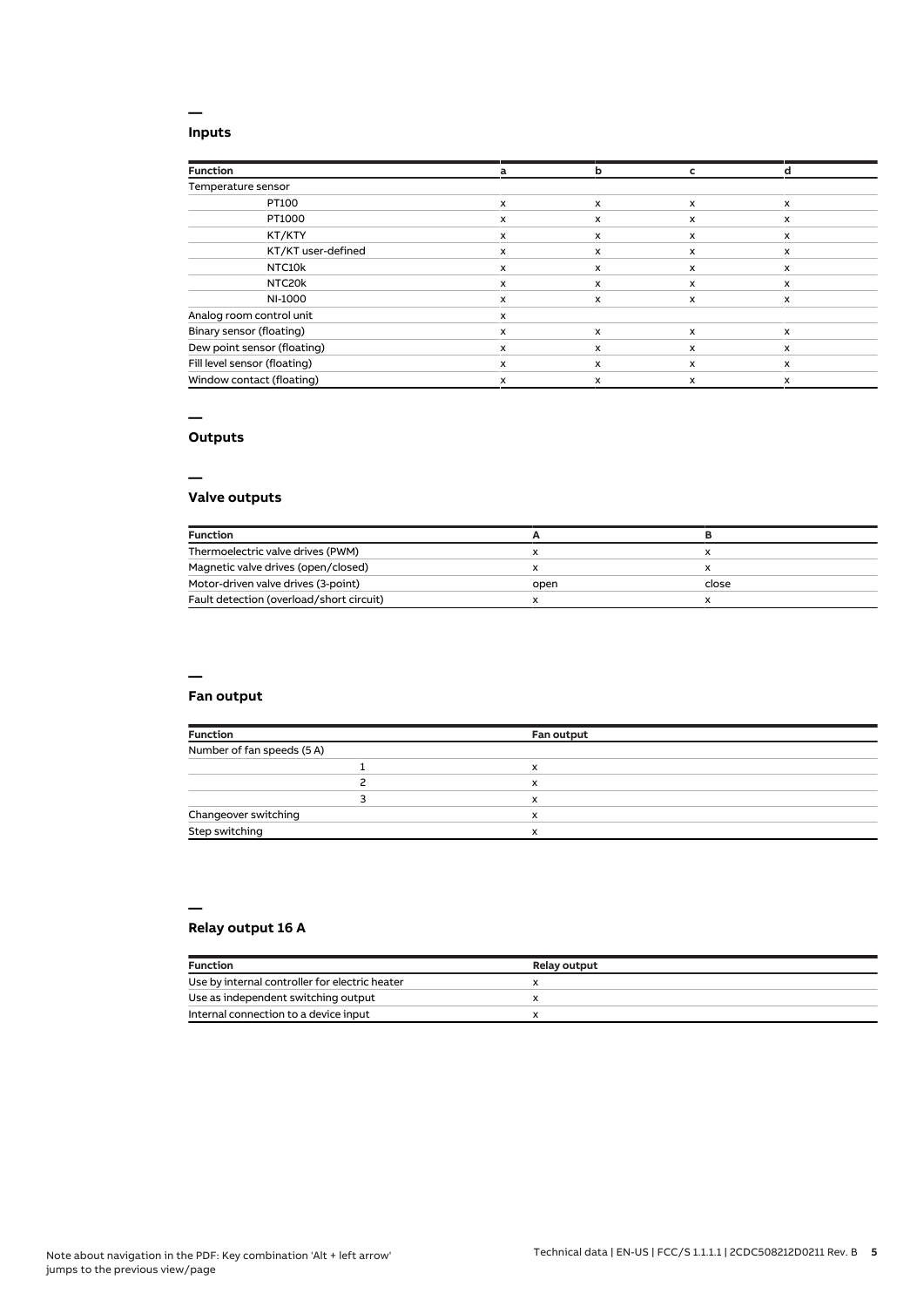## Inputs

| Function | a | b | c | d |
|---|---|---|---|---|
| Temperature sensor | | | | |
| PT100 | x | x | x | x |
| PT1000 | x | x | x | x |
| KT/KTY | x | x | x | x |
| KT/KT user-defined | x | x | x | x |
| NTC10k | x | x | x | x |
| NTC20k | x | x | x | x |
| NI-1000 | x | x | x | x |
| Analog room control unit | x | | | |
| Binary sensor (floating) | x | x | x | x |
| Dew point sensor (floating) | x | x | x | x |
| Fill level sensor (floating) | x | x | x | x |
| Window contact (floating) | x | x | x | x |

## Outputs

### Valve outputs

| Function | A | B |
|---|---|---|
| Thermoelectric valve drives (PWM) | x | x |
| Magnetic valve drives (open/closed) | x | x |
| Motor-driven valve drives (3-point) | open | close |
| Fault detection (overload/short circuit) | x | x |

### Fan output

| Function | Fan output |
|---|---|
| Number of fan speeds (5 A) | |
| 1 | x |
| 2 | x |
| 3 | x |
| Changeover switching | x |
| Step switching | x |

### Relay output 16 A

| Function | Relay output |
|---|---|
| Use by internal controller for electric heater | x |
| Use as independent switching output | x |
| Internal connection to a device input | x |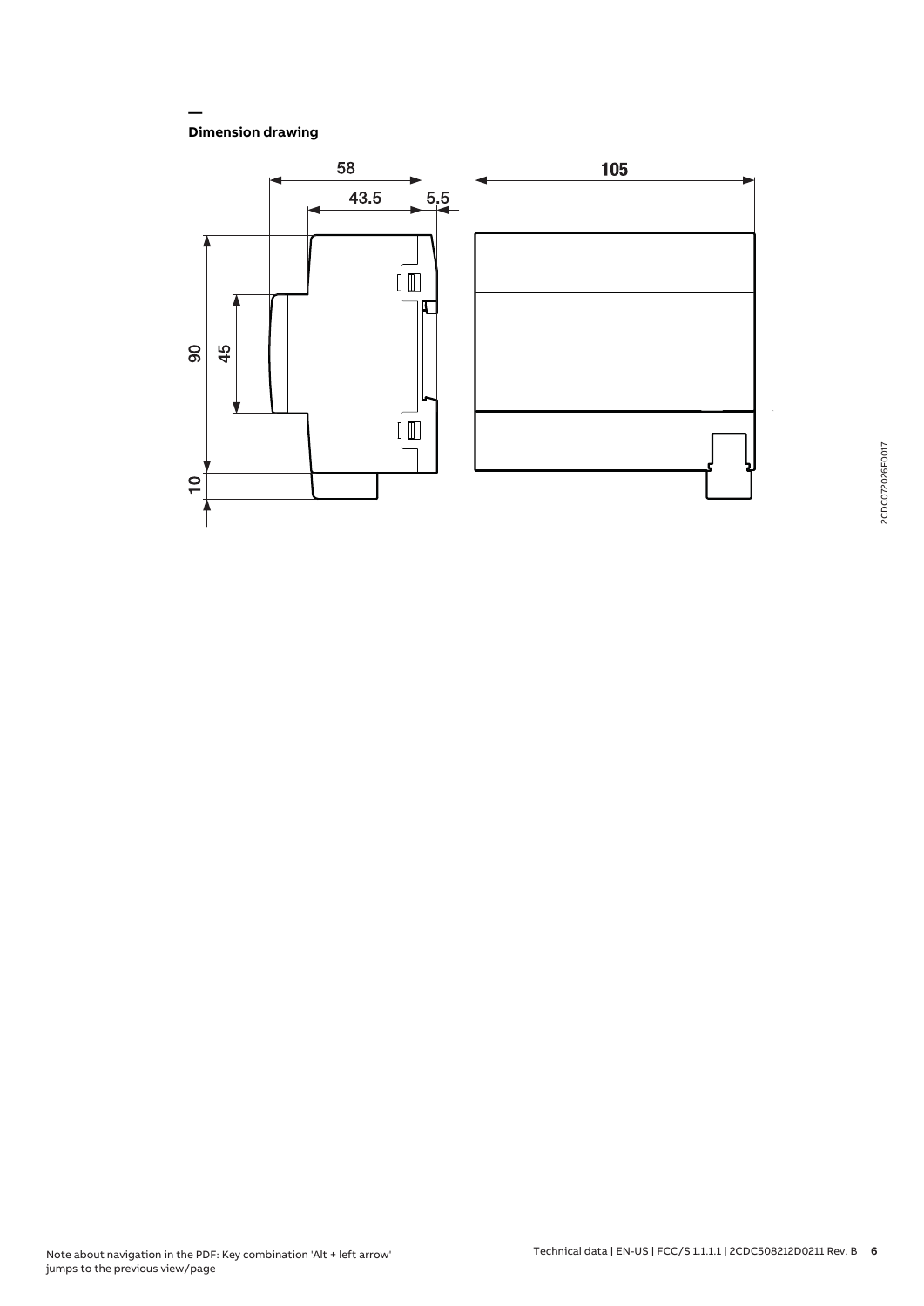## Dimension drawing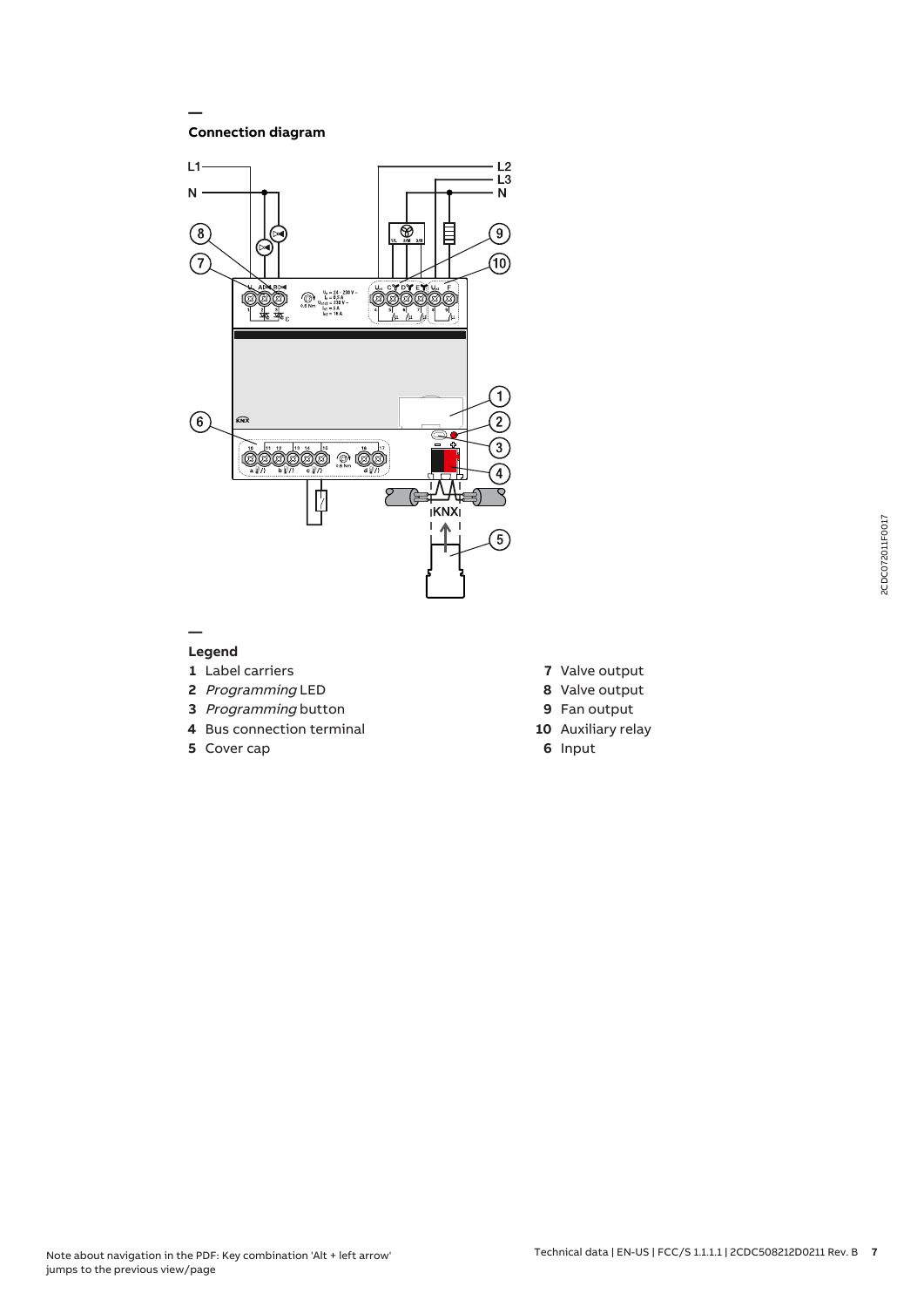## Connection diagram

## Legend

**1** Label carriers

**2** *Programming* LED

**3** *Programming* button

**4** Bus connection terminal

**5** Cover cap

**7** Valve output

**8** Valve output

**9** Fan output

**10** Auxiliary relay

**6** Input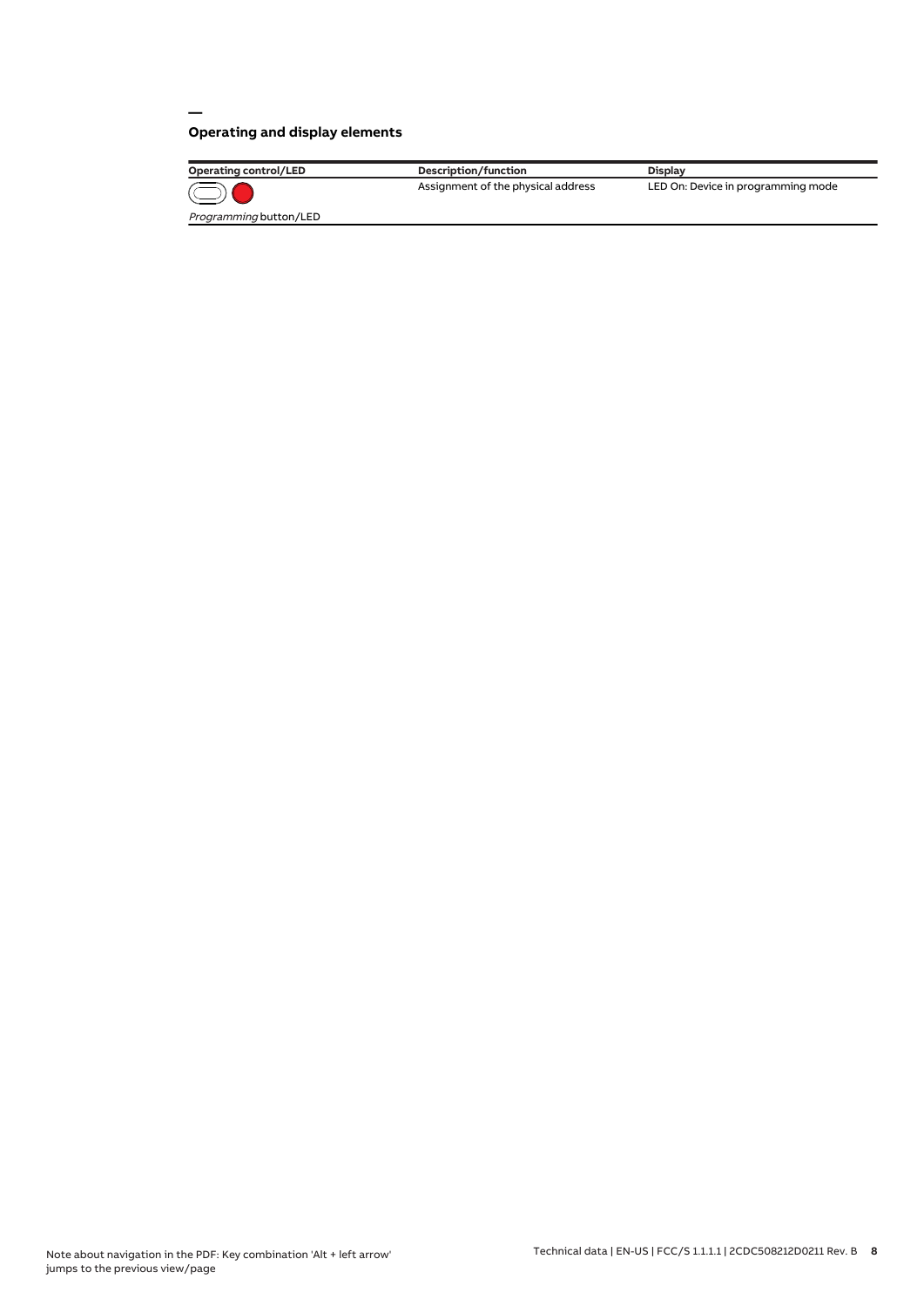## Operating and display elements

| Operating control/LED | Description/function | Display |
|---|---|---|
| *Programming* button/LED | Assignment of the physical address | LED On: Device in programming mode |

Note about navigation in the PDF: Key combination 'Alt + left arrow' jumps to the previous view/page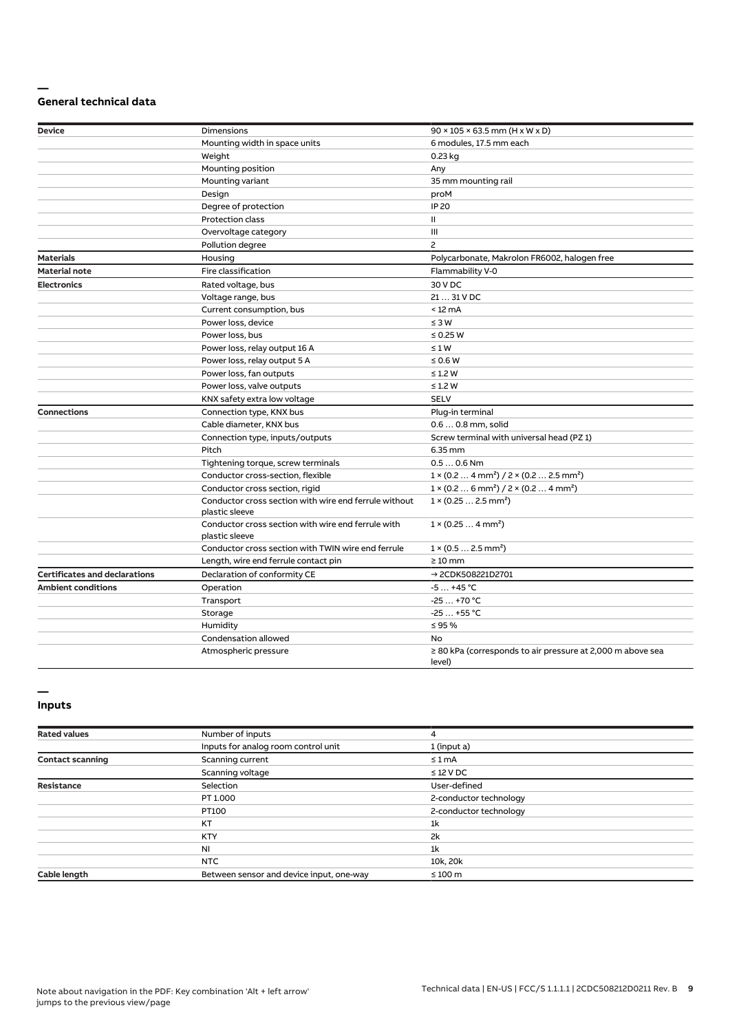## General technical data

| | | |
|---|---|---|
| **Device** | Dimensions | 90 × 105 × 63.5 mm (H x W x D) |
| | Mounting width in space units | 6 modules, 17.5 mm each |
| | Weight | 0.23 kg |
| | Mounting position | Any |
| | Mounting variant | 35 mm mounting rail |
| | Design | proM |
| | Degree of protection | IP 20 |
| | Protection class | II |
| | Overvoltage category | III |
| | Pollution degree | 2 |
| **Materials** | Housing | Polycarbonate, Makrolon FR6002, halogen free |
| **Material note** | Fire classification | Flammability V-0 |
| **Electronics** | Rated voltage, bus | 30 V DC |
| | Voltage range, bus | 21 … 31 V DC |
| | Current consumption, bus | < 12 mA |
| | Power loss, device | ≤ 3 W |
| | Power loss, bus | ≤ 0.25 W |
| | Power loss, relay output 16 A | ≤ 1 W |
| | Power loss, relay output 5 A | ≤ 0.6 W |
| | Power loss, fan outputs | ≤ 1.2 W |
| | Power loss, valve outputs | ≤ 1.2 W |
| | KNX safety extra low voltage | SELV |
| **Connections** | Connection type, KNX bus | Plug-in terminal |
| | Cable diameter, KNX bus | 0.6 … 0.8 mm, solid |
| | Connection type, inputs/outputs | Screw terminal with universal head (PZ 1) |
| | Pitch | 6.35 mm |
| | Tightening torque, screw terminals | 0.5 … 0.6 Nm |
| | Conductor cross-section, flexible | 1 × (0.2 … 4 mm²) / 2 × (0.2 … 2.5 mm²) |
| | Conductor cross section, rigid | 1 × (0.2 … 6 mm²) / 2 × (0.2 … 4 mm²) |
| | Conductor cross section with wire end ferrule without plastic sleeve | 1 × (0.25 … 2.5 mm²) |
| | Conductor cross section with wire end ferrule with plastic sleeve | 1 × (0.25 … 4 mm²) |
| | Conductor cross section with TWIN wire end ferrule | 1 × (0.5 … 2.5 mm²) |
| | Length, wire end ferrule contact pin | ≥ 10 mm |
| **Certificates and declarations** | Declaration of conformity CE | → 2CDK508221D2701 |
| **Ambient conditions** | Operation | -5 … +45 °C |
| | Transport | -25 … +70 °C |
| | Storage | -25 … +55 °C |
| | Humidity | ≤ 95 % |
| | Condensation allowed | No |
| | Atmospheric pressure | ≥ 80 kPa (corresponds to air pressure at 2,000 m above sea level) |

## Inputs

| | | |
|---|---|---|
| **Rated values** | Number of inputs | 4 |
| | Inputs for analog room control unit | 1 (input a) |
| **Contact scanning** | Scanning current | ≤ 1 mA |
| | Scanning voltage | ≤ 12 V DC |
| **Resistance** | Selection | User-defined |
| | PT 1.000 | 2-conductor technology |
| | PT100 | 2-conductor technology |
| | KT | 1k |
| | KTY | 2k |
| | NI | 1k |
| | NTC | 10k, 20k |
| **Cable length** | Between sensor and device input, one-way | ≤ 100 m |

Note about navigation in the PDF: Key combination 'Alt + left arrow' jumps to the previous view/page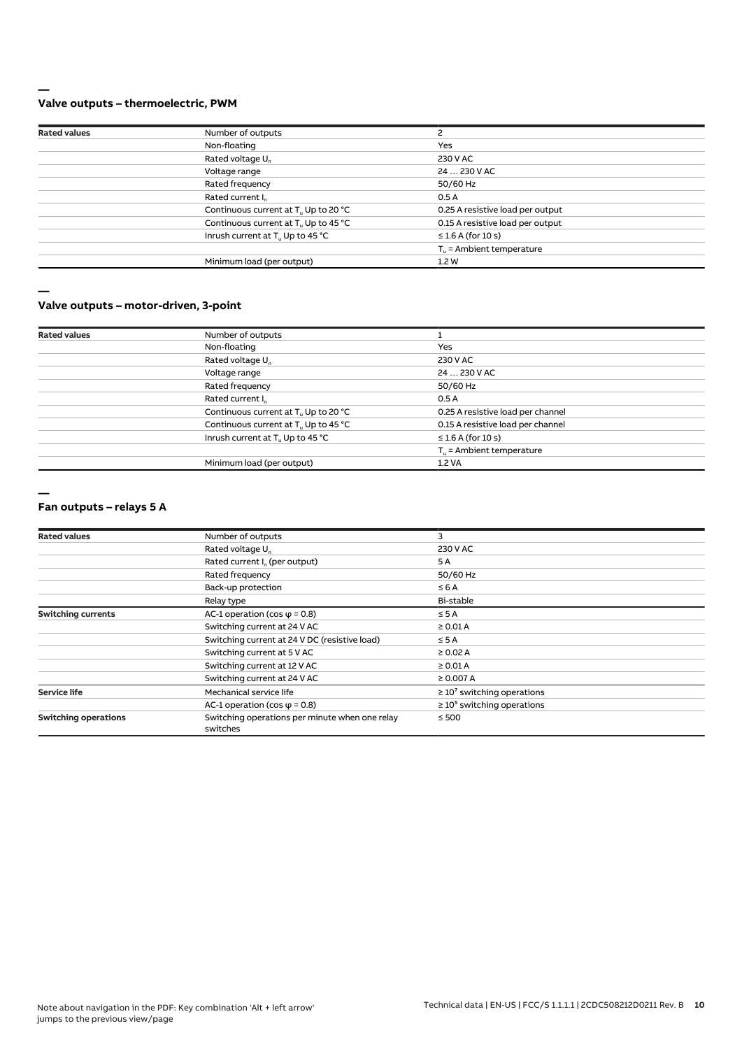## Valve outputs – thermoelectric, PWM

| | | |
|---|---|---|
| **Rated values** | Number of outputs | 2 |
| | Non-floating | Yes |
| | Rated voltage $U_n$ | 230 V AC |
| | Voltage range | 24 … 230 V AC |
| | Rated frequency | 50/60 Hz |
| | Rated current $I_n$ | 0.5 A |
| | Continuous current at $T_u$ Up to 20 °C | 0.25 A resistive load per output |
| | Continuous current at $T_u$ Up to 45 °C | 0.15 A resistive load per output |
| | Inrush current at $T_u$ Up to 45 °C | ≤ 1.6 A (for 10 s) |
| | | $T_u$ = Ambient temperature |
| | Minimum load (per output) | 1.2 W |

## Valve outputs – motor-driven, 3-point

| | | |
|---|---|---|
| **Rated values** | Number of outputs | 1 |
| | Non-floating | Yes |
| | Rated voltage $U_n$ | 230 V AC |
| | Voltage range | 24 … 230 V AC |
| | Rated frequency | 50/60 Hz |
| | Rated current $I_n$ | 0.5 A |
| | Continuous current at $T_u$ Up to 20 °C | 0.25 A resistive load per channel |
| | Continuous current at $T_u$ Up to 45 °C | 0.15 A resistive load per channel |
| | Inrush current at $T_u$ Up to 45 °C | ≤ 1.6 A (for 10 s) |
| | | $T_u$ = Ambient temperature |
| | Minimum load (per output) | 1.2 VA |

## Fan outputs – relays 5 A

| | | |
|---|---|---|
| **Rated values** | Number of outputs | 3 |
| | Rated voltage $U_n$ | 230 V AC |
| | Rated current $I_n$ (per output) | 5 A |
| | Rated frequency | 50/60 Hz |
| | Back-up protection | ≤ 6 A |
| | Relay type | Bi-stable |
| **Switching currents** | AC-1 operation (cos φ = 0.8) | ≤ 5 A |
| | Switching current at 24 V AC | ≥ 0.01 A |
| | Switching current at 24 V DC (resistive load) | ≤ 5 A |
| | Switching current at 5 V AC | ≥ 0.02 A |
| | Switching current at 12 V AC | ≥ 0.01 A |
| | Switching current at 24 V AC | ≥ 0.007 A |
| **Service life** | Mechanical service life | ≥ $10^7$ switching operations |
| | AC-1 operation (cos φ = 0.8) | ≥ $10^5$ switching operations |
| **Switching operations** | Switching operations per minute when one relay switches | ≤ 500 |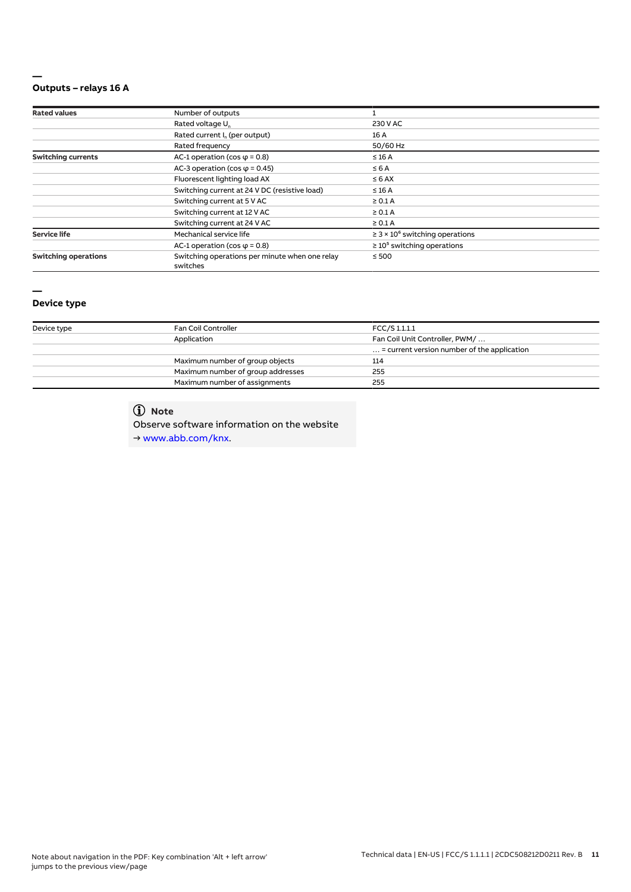## Outputs – relays 16 A

| Rated values | Number of outputs | 1 |
| --- | --- | --- |
| | Rated voltage $U_n$ | 230 V AC |
| | Rated current $I_n$ (per output) | 16 A |
| | Rated frequency | 50/60 Hz |
| **Switching currents** | AC-1 operation (cos φ = 0.8) | ≤ 16 A |
| | AC-3 operation (cos φ = 0.45) | ≤ 6 A |
| | Fluorescent lighting load AX | ≤ 6 AX |
| | Switching current at 24 V DC (resistive load) | ≤ 16 A |
| | Switching current at 5 V AC | ≥ 0.1 A |
| | Switching current at 12 V AC | ≥ 0.1 A |
| | Switching current at 24 V AC | ≥ 0.1 A |
| **Service life** | Mechanical service life | ≥ $3 \times 10^6$ switching operations |
| | AC-1 operation (cos φ = 0.8) | ≥ $10^5$ switching operations |
| **Switching operations** | Switching operations per minute when one relay switches | ≤ 500 |

## Device type

| Device type | Fan Coil Controller | FCC/S 1.1.1.1 |
| --- | --- | --- |
| | Application | Fan Coil Unit Controller, PWM/ … |
| | | … = current version number of the application |
| | Maximum number of group objects | 114 |
| | Maximum number of group addresses | 255 |
| | Maximum number of assignments | 255 |

**Note**

Observe software information on the website
→ www.abb.com/knx.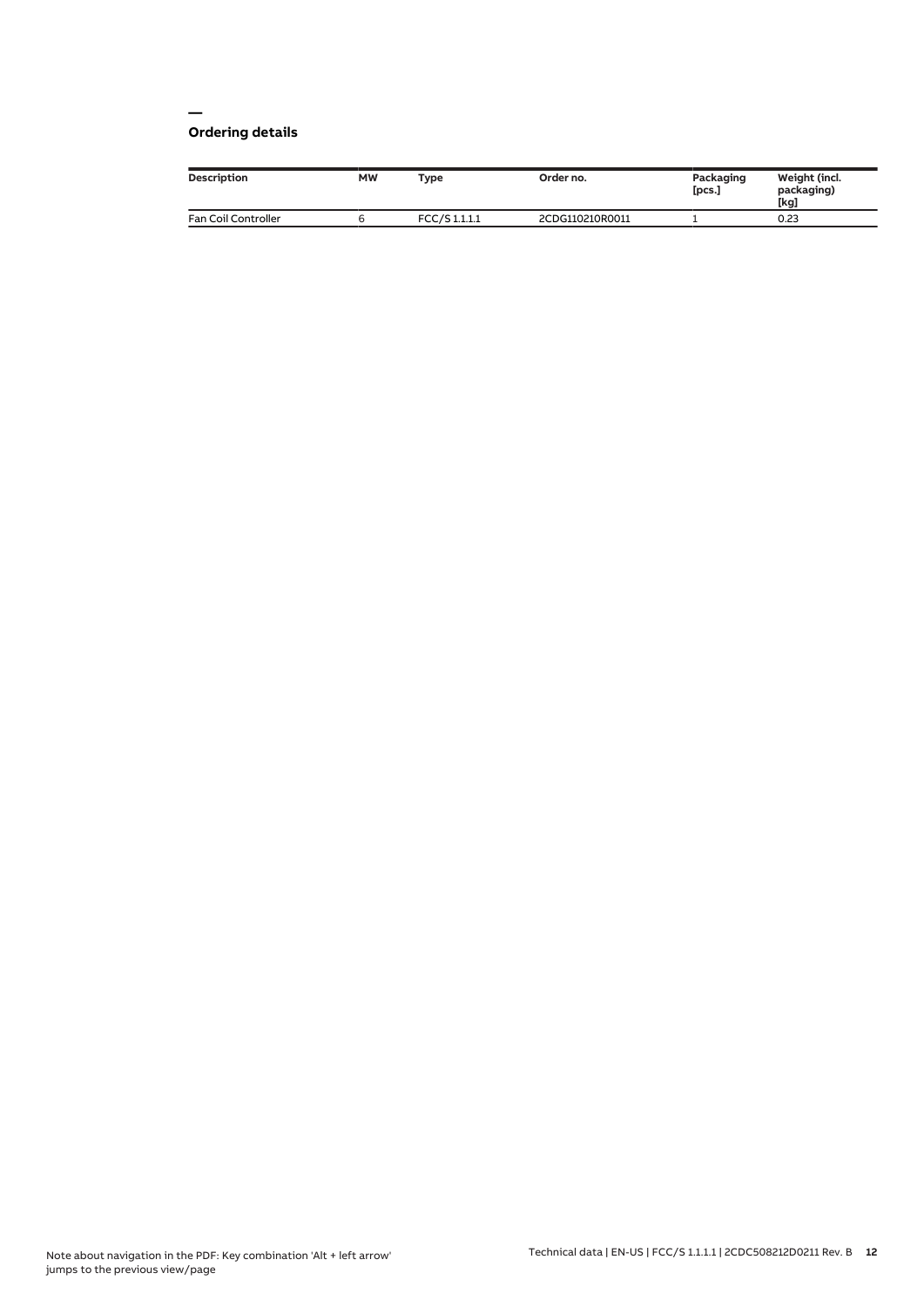## Ordering details

| Description | MW | Type | Order no. | Packaging [pcs.] | Weight (incl. packaging) [kg] |
|---|---|---|---|---|---|
| Fan Coil Controller | 6 | FCC/S 1.1.1.1 | 2CDG110210R0011 | 1 | 0.23 |

Note about navigation in the PDF: Key combination 'Alt + left arrow' jumps to the previous view/page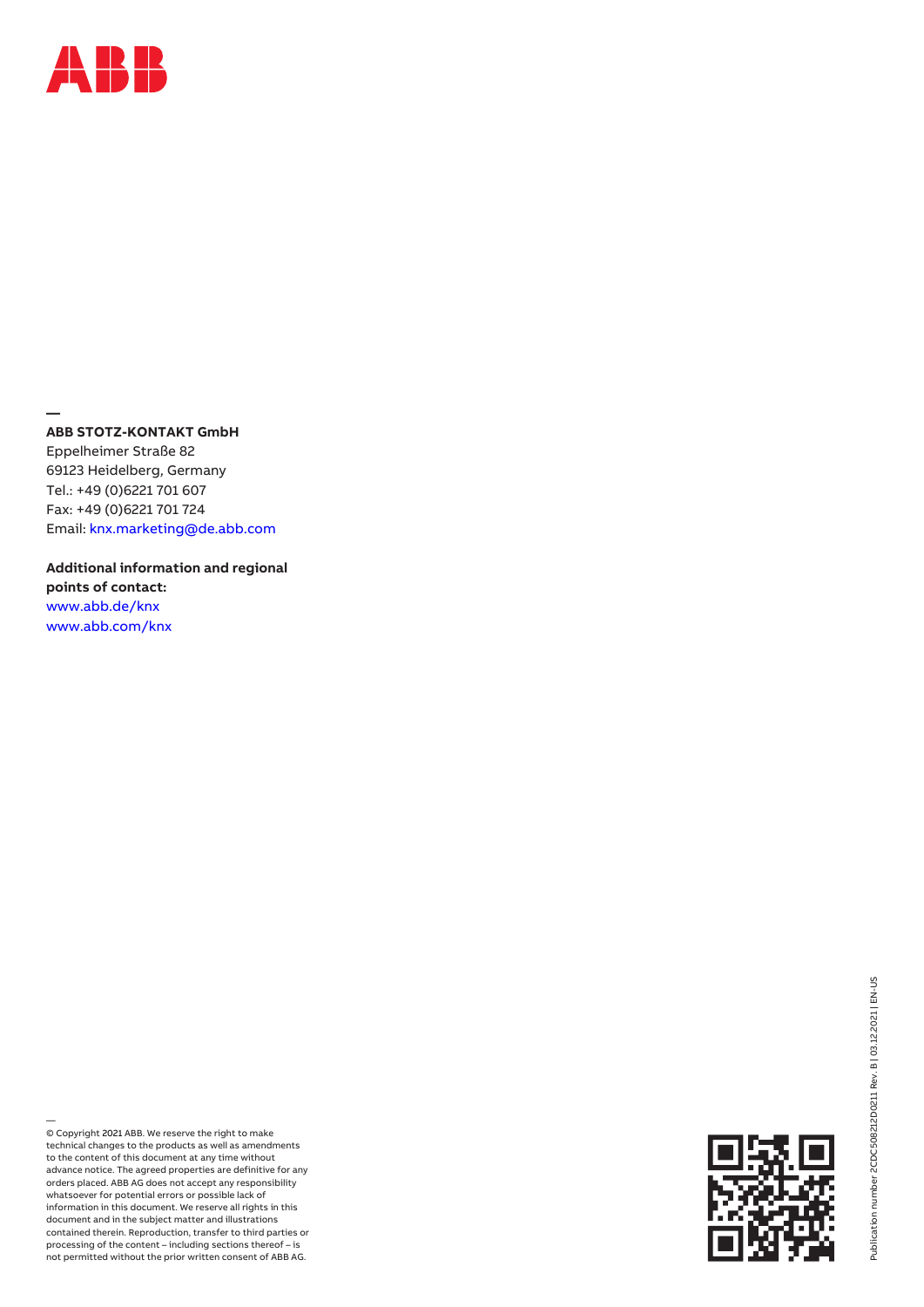—

**ABB STOTZ-KONTAKT GmbH**
Eppelheimer Straße 82
69123 Heidelberg, Germany
Tel.: +49 (0)6221 701 607
Fax: +49 (0)6221 701 724
Email: knx.marketing@de.abb.com

**Additional information and regional points of contact:**
www.abb.de/knx
www.abb.com/knx

—
© Copyright 2021 ABB. We reserve the right to make technical changes to the products as well as amendments to the content of this document at any time without advance notice. The agreed properties are definitive for any orders placed. ABB AG does not accept any responsibility whatsoever for potential errors or possible lack of information in this document. We reserve all rights in this document and in the subject matter and illustrations contained therein. Reproduction, transfer to third parties or processing of the content – including sections thereof – is not permitted without the prior written consent of ABB AG.

Publication number 2CDC508212D0211 Rev. B | 03.12.2021 | EN-US